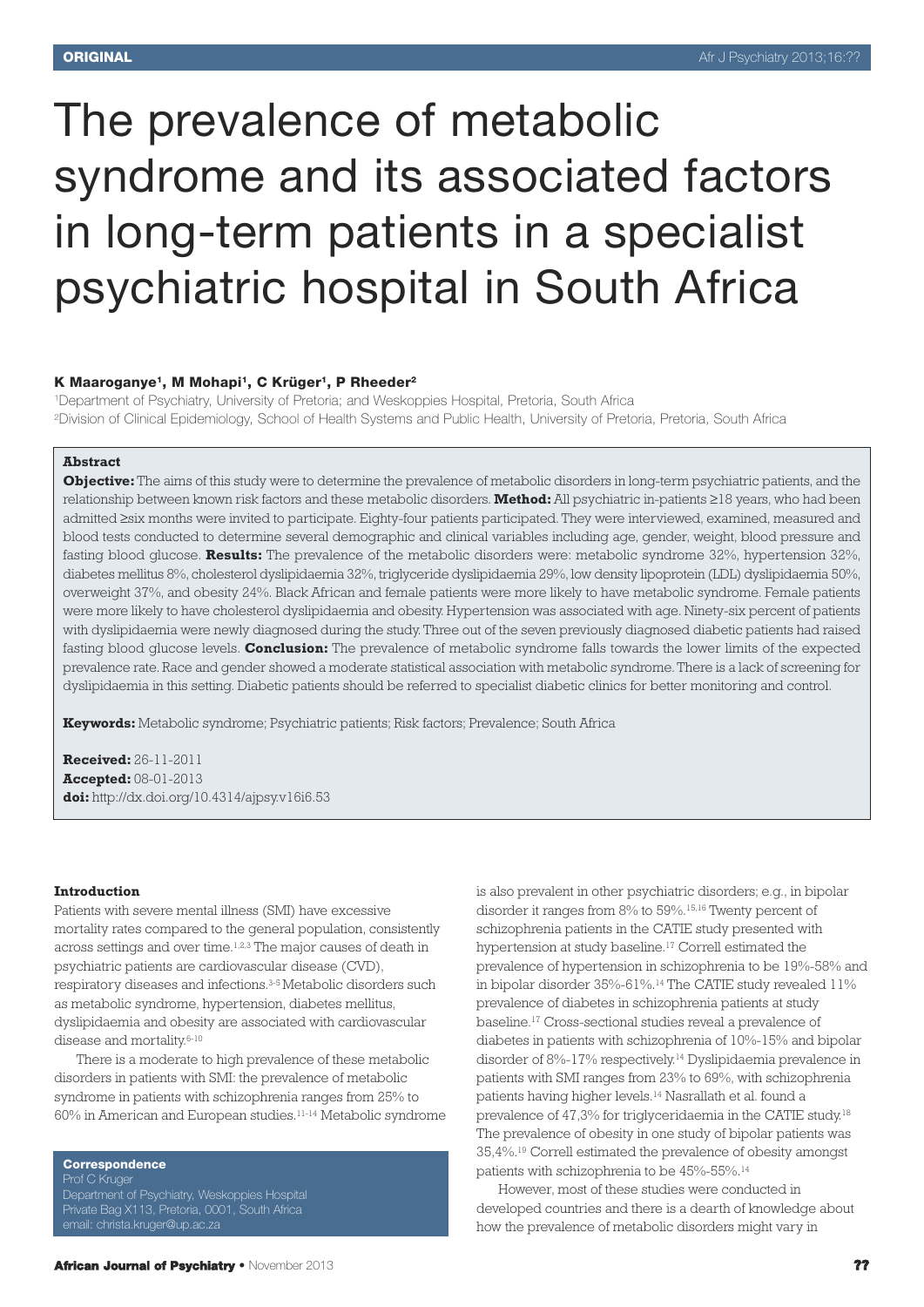ORIGINAL

# The prevalence of metabolic syndrome and its associated factors in long-term patients in a specialist psychiatric hospital in South Africa

**K Maaroganye[1], M Mohapi[1], C Krüger[1], P Rheeder[2]**

[1]Department of Psychiatry, University of Pretoria; and Weskoppies Hospital, Pretoria, South Africa
[2]Division of Clinical Epidemiology, School of Health Systems and Public Health, University of Pretoria, Pretoria, South Africa

## Abstract

**Objective:** The aims of this study were to determine the prevalence of metabolic disorders in long-term psychiatric patients, and the relationship between known risk factors and these metabolic disorders. **Method:** All psychiatric in-patients ≥18 years, who had been admitted ≥six months were invited to participate. Eighty-four patients participated. They were interviewed, examined, measured and blood tests conducted to determine several demographic and clinical variables including age, gender, weight, blood pressure and fasting blood glucose. **Results:** The prevalence of the metabolic disorders were: metabolic syndrome 32%, hypertension 32%, diabetes mellitus 8%, cholesterol dyslipidaemia 32%, triglyceride dyslipidaemia 29%, low density lipoprotein (LDL) dyslipidaemia 50%, overweight 37%, and obesity 24%. Black African and female patients were more likely to have metabolic syndrome. Female patients were more likely to have cholesterol dyslipidaemia and obesity. Hypertension was associated with age. Ninety-six percent of patients with dyslipidaemia were newly diagnosed during the study. Three out of the seven previously diagnosed diabetic patients had raised fasting blood glucose levels. **Conclusion:** The prevalence of metabolic syndrome falls towards the lower limits of the expected prevalence rate. Race and gender showed a moderate statistical association with metabolic syndrome. There is a lack of screening for dyslipidaemia in this setting. Diabetic patients should be referred to specialist diabetic clinics for better monitoring and control.

**Keywords:** Metabolic syndrome; Psychiatric patients; Risk factors; Prevalence; South Africa

**Received:** 26-11-2011
**Accepted:** 08-01-2013
**doi:** http://dx.doi.org/10.4314/ajpsy.v16i6.53

### Introduction

Patients with severe mental illness (SMI) have excessive mortality rates compared to the general population, consistently across settings and over time.[1,2,3] The major causes of death in psychiatric patients are cardiovascular disease (CVD), respiratory diseases and infections.[3-5] Metabolic disorders such as metabolic syndrome, hypertension, diabetes mellitus, dyslipidaemia and obesity are associated with cardiovascular disease and mortality.[6-10]

There is a moderate to high prevalence of these metabolic disorders in patients with SMI: the prevalence of metabolic syndrome in patients with schizophrenia ranges from 25% to 60% in American and European studies.[11-14] Metabolic syndrome is also prevalent in other psychiatric disorders; e.g., in bipolar disorder it ranges from 8% to 59%.[15,16] Twenty percent of schizophrenia patients in the CATIE study presented with hypertension at study baseline.[17] Correll estimated the prevalence of hypertension in schizophrenia to be 19%-58% and in bipolar disorder 35%-61%.[14] The CATIE study revealed 11% prevalence of diabetes in schizophrenia patients at study baseline.[17] Cross-sectional studies reveal a prevalence of diabetes in patients with schizophrenia of 10%-15% and bipolar disorder of 8%-17% respectively.[14] Dyslipidaemia prevalence in patients with SMI ranges from 23% to 69%, with schizophrenia patients having higher levels.[14] Nasrallath et al. found a prevalence of 47,3% for triglyceridaemia in the CATIE study.[18] The prevalence of obesity in one study of bipolar patients was 35,4%.[19] Correll estimated the prevalence of obesity amongst patients with schizophrenia to be 45%-55%.[14]

However, most of these studies were conducted in developed countries and there is a dearth of knowledge about how the prevalence of metabolic disorders might vary in

**Correspondence**
Prof C Kruger
Department of Psychiatry, Weskoppies Hospital
Private Bag X113, Pretoria, 0001, South Africa
email: christa.kruger@up.ac.za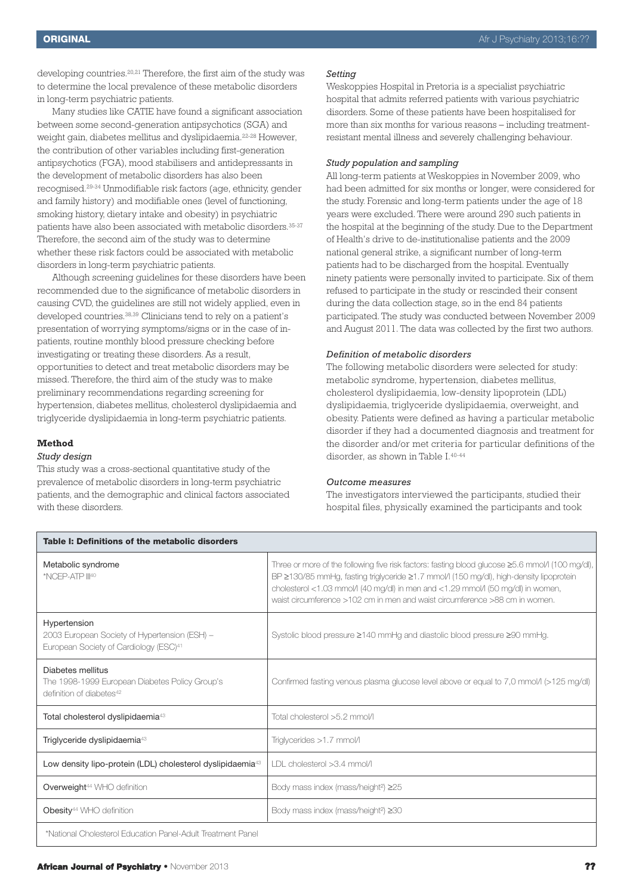developing countries.[20,21] Therefore, the first aim of the study was to determine the local prevalence of these metabolic disorders in long-term psychiatric patients.

Many studies like CATIE have found a significant association between some second-generation antipsychotics (SGA) and weight gain, diabetes mellitus and dyslipidaemia.[22-28] However, the contribution of other variables including first-generation antipsychotics (FGA), mood stabilisers and antidepressants in the development of metabolic disorders has also been recognised.[29-34] Unmodifiable risk factors (age, ethnicity, gender and family history) and modifiable ones (level of functioning, smoking history, dietary intake and obesity) in psychiatric patients have also been associated with metabolic disorders.[35-37] Therefore, the second aim of the study was to determine whether these risk factors could be associated with metabolic disorders in long-term psychiatric patients.

Although screening guidelines for these disorders have been recommended due to the significance of metabolic disorders in causing CVD, the guidelines are still not widely applied, even in developed countries.[38,39] Clinicians tend to rely on a patient's presentation of worrying symptoms/signs or in the case of in-patients, routine monthly blood pressure checking before investigating or treating these disorders. As a result, opportunities to detect and treat metabolic disorders may be missed. Therefore, the third aim of the study was to make preliminary recommendations regarding screening for hypertension, diabetes mellitus, cholesterol dyslipidaemia and triglyceride dyslipidaemia in long-term psychiatric patients.

## Method

### *Study design*

This study was a cross-sectional quantitative study of the prevalence of metabolic disorders in long-term psychiatric patients, and the demographic and clinical factors associated with these disorders.

### *Setting*

Weskoppies Hospital in Pretoria is a specialist psychiatric hospital that admits referred patients with various psychiatric disorders. Some of these patients have been hospitalised for more than six months for various reasons – including treatment-resistant mental illness and severely challenging behaviour.

### *Study population and sampling*

All long-term patients at Weskoppies in November 2009, who had been admitted for six months or longer, were considered for the study. Forensic and long-term patients under the age of 18 years were excluded. There were around 290 such patients in the hospital at the beginning of the study. Due to the Department of Health's drive to de-institutionalise patients and the 2009 national general strike, a significant number of long-term patients had to be discharged from the hospital. Eventually ninety patients were personally invited to participate. Six of them refused to participate in the study or rescinded their consent during the data collection stage, so in the end 84 patients participated. The study was conducted between November 2009 and August 2011. The data was collected by the first two authors.

### *Definition of metabolic disorders*

The following metabolic disorders were selected for study: metabolic syndrome, hypertension, diabetes mellitus, cholesterol dyslipidaemia, low-density lipoprotein (LDL) dyslipidaemia, triglyceride dyslipidaemia, overweight, and obesity. Patients were defined as having a particular metabolic disorder if they had a documented diagnosis and treatment for the disorder and/or met criteria for particular definitions of the disorder, as shown in Table I.[40-44]

### *Outcome measures*

The investigators interviewed the participants, studied their hospital files, physically examined the participants and took

**Table I: Definitions of the metabolic disorders**

| Disorder | Definition |
|---|---|
| Metabolic syndrome<br>*NCEP-ATP III[40] | Three or more of the following five risk factors: fasting blood glucose ≥5.6 mmol/l (100 mg/dl), BP ≥130/85 mmHg, fasting triglyceride ≥1.7 mmol/l (150 mg/dl), high-density lipoprotein cholesterol <1.03 mmol/l (40 mg/dl) in men and <1.29 mmol/l (50 mg/dl) in women, waist circumference >102 cm in men and waist circumference >88 cm in women. |
| Hypertension<br>2003 European Society of Hypertension (ESH) – European Society of Cardiology (ESC)[41] | Systolic blood pressure ≥140 mmHg and diastolic blood pressure ≥90 mmHg. |
| Diabetes mellitus<br>The 1998-1999 European Diabetes Policy Group's definition of diabetes[42] | Confirmed fasting venous plasma glucose level above or equal to 7,0 mmol/l (>125 mg/dl) |
| Total cholesterol dyslipidaemia[43] | Total cholesterol >5.2 mmol/l |
| Triglyceride dyslipidaemia[43] | Triglycerides >1.7 mmol/l |
| Low density lipo-protein (LDL) cholesterol dyslipidaemia[43] | LDL cholesterol >3.4 mmol/l |
| Overweight[44] WHO definition | Body mass index (mass/height$^2$) ≥25 |
| Obesity[44] WHO definition | Body mass index (mass/height$^2$) ≥30 |

*National Cholesterol Education Panel-Adult Treatment Panel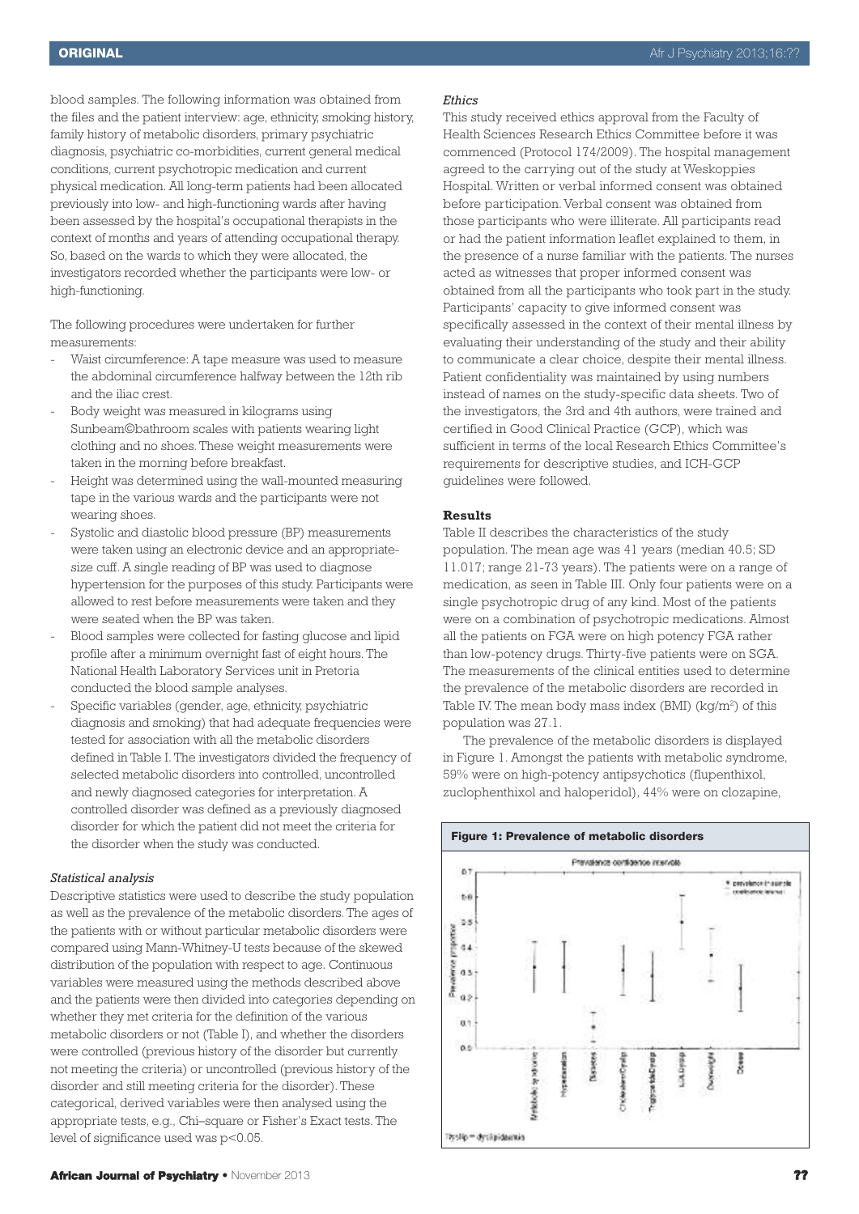blood samples. The following information was obtained from the files and the patient interview: age, ethnicity, smoking history, family history of metabolic disorders, primary psychiatric diagnosis, psychiatric co-morbidities, current general medical conditions, current psychotropic medication and current physical medication. All long-term patients had been allocated previously into low- and high-functioning wards after having been assessed by the hospital's occupational therapists in the context of months and years of attending occupational therapy. So, based on the wards to which they were allocated, the investigators recorded whether the participants were low- or high-functioning.

The following procedures were undertaken for further measurements:

- Waist circumference: A tape measure was used to measure the abdominal circumference halfway between the 12th rib and the iliac crest.
- Body weight was measured in kilograms using Sunbeam©bathroom scales with patients wearing light clothing and no shoes. These weight measurements were taken in the morning before breakfast.
- Height was determined using the wall-mounted measuring tape in the various wards and the participants were not wearing shoes.
- Systolic and diastolic blood pressure (BP) measurements were taken using an electronic device and an appropriate-size cuff. A single reading of BP was used to diagnose hypertension for the purposes of this study. Participants were allowed to rest before measurements were taken and they were seated when the BP was taken.
- Blood samples were collected for fasting glucose and lipid profile after a minimum overnight fast of eight hours. The National Health Laboratory Services unit in Pretoria conducted the blood sample analyses.
- Specific variables (gender, age, ethnicity, psychiatric diagnosis and smoking) that had adequate frequencies were tested for association with all the metabolic disorders defined in Table I. The investigators divided the frequency of selected metabolic disorders into controlled, uncontrolled and newly diagnosed categories for interpretation. A controlled disorder was defined as a previously diagnosed disorder for which the patient did not meet the criteria for the disorder when the study was conducted.

*Statistical analysis*

Descriptive statistics were used to describe the study population as well as the prevalence of the metabolic disorders. The ages of the patients with or without particular metabolic disorders were compared using Mann-Whitney-U tests because of the skewed distribution of the population with respect to age. Continuous variables were measured using the methods described above and the patients were then divided into categories depending on whether they met criteria for the definition of the various metabolic disorders or not (Table I), and whether the disorders were controlled (previous history of the disorder but currently not meeting the criteria) or uncontrolled (previous history of the disorder and still meeting criteria for the disorder). These categorical, derived variables were then analysed using the appropriate tests, e.g., Chi–square or Fisher's Exact tests. The level of significance used was $p<0.05$.

*Ethics*

This study received ethics approval from the Faculty of Health Sciences Research Ethics Committee before it was commenced (Protocol 174/2009). The hospital management agreed to the carrying out of the study at Weskoppies Hospital. Written or verbal informed consent was obtained before participation. Verbal consent was obtained from those participants who were illiterate. All participants read or had the patient information leaflet explained to them, in the presence of a nurse familiar with the patients. The nurses acted as witnesses that proper informed consent was obtained from all the participants who took part in the study. Participants' capacity to give informed consent was specifically assessed in the context of their mental illness by evaluating their understanding of the study and their ability to communicate a clear choice, despite their mental illness. Patient confidentiality was maintained by using numbers instead of names on the study-specific data sheets. Two of the investigators, the 3rd and 4th authors, were trained and certified in Good Clinical Practice (GCP), which was sufficient in terms of the local Research Ethics Committee's requirements for descriptive studies, and ICH-GCP guidelines were followed.

**Results**

Table II describes the characteristics of the study population. The mean age was 41 years (median 40.5; SD 11.017; range 21-73 years). The patients were on a range of medication, as seen in Table III. Only four patients were on a single psychotropic drug of any kind. Most of the patients were on a combination of psychotropic medications. Almost all the patients on FGA were on high potency FGA rather than low-potency drugs. Thirty-five patients were on SGA. The measurements of the clinical entities used to determine the prevalence of the metabolic disorders are recorded in Table IV. The mean body mass index (BMI) ($kg/m^2$) of this population was 27.1.

The prevalence of the metabolic disorders is displayed in Figure 1. Amongst the patients with metabolic syndrome, 59% were on high-potency antipsychotics (flupenthixol, zuclophenthixol and haloperidol), 44% were on clozapine,

**Figure 1: Prevalence of metabolic disorders**

Prevalence confidence intervals

prevalence in sample
confidence limits

Prevalence proportion

0.7
0.6
0.5
0.4
0.3
0.2
0.1
0.0

Metabolic syndrome
Hypertension
Diabetes
CholesterolDyslip
TriglycerideDyslip
LDLDyslip
Overweight
Obese

Dyslip = dyslipidaemia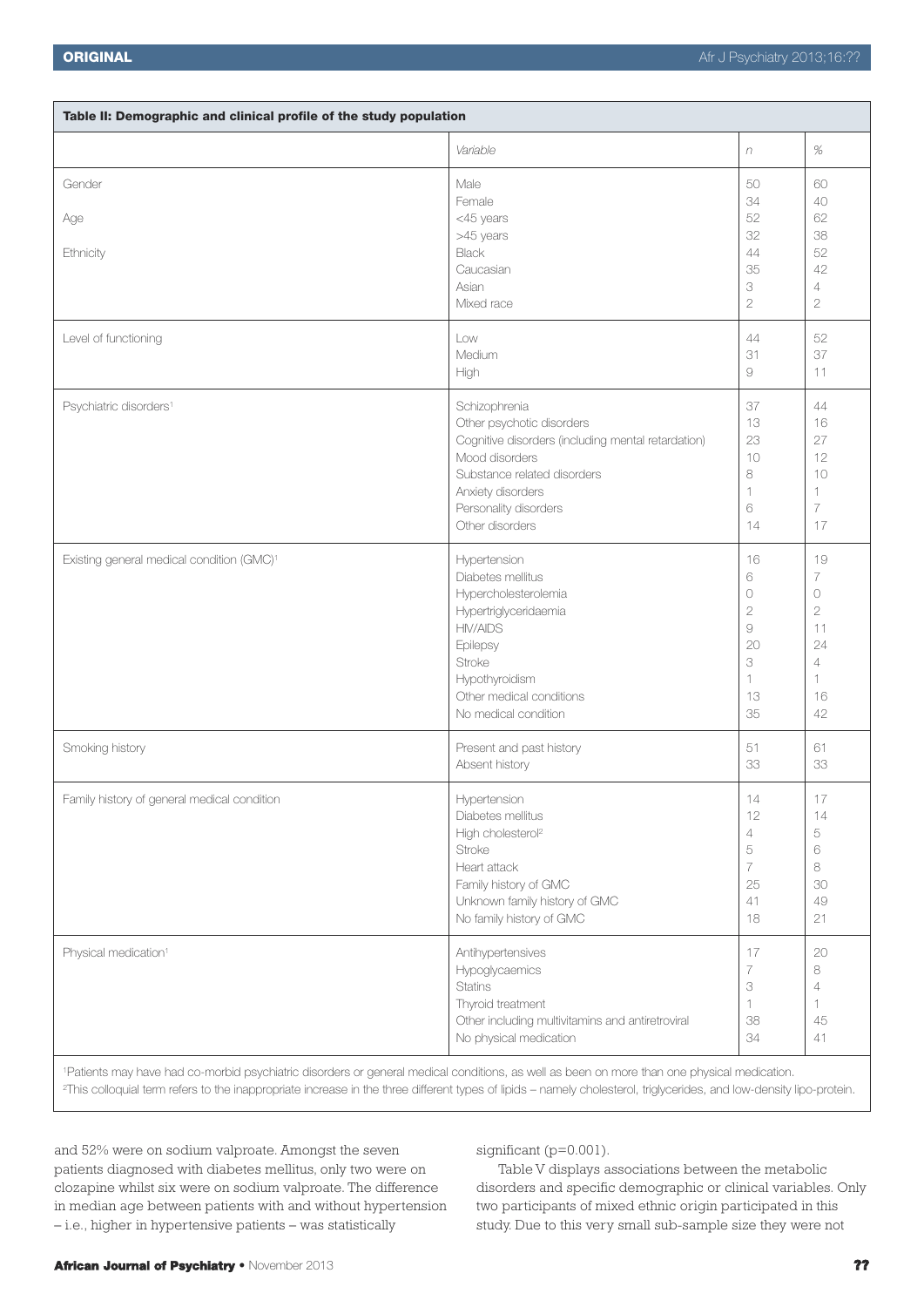**Table II: Demographic and clinical profile of the study population**

| | *Variable* | *n* | *%* |
|---|---|---|---|
| Gender | Male | 50 | 60 |
| | Female | 34 | 40 |
| Age | <45 years | 52 | 62 |
| | >45 years | 32 | 38 |
| Ethnicity | Black | 44 | 52 |
| | Caucasian | 35 | 42 |
| | Asian | 3 | 4 |
| | Mixed race | 2 | 2 |
| Level of functioning | Low | 44 | 52 |
| | Medium | 31 | 37 |
| | High | 9 | 11 |
| Psychiatric disorders[1] | Schizophrenia | 37 | 44 |
| | Other psychotic disorders | 13 | 16 |
| | Cognitive disorders (including mental retardation) | 23 | 27 |
| | Mood disorders | 10 | 12 |
| | Substance related disorders | 8 | 10 |
| | Anxiety disorders | 1 | 1 |
| | Personality disorders | 6 | 7 |
| | Other disorders | 14 | 17 |
| Existing general medical condition (GMC)[1] | Hypertension | 16 | 19 |
| | Diabetes mellitus | 6 | 7 |
| | Hypercholesterolemia | 0 | 0 |
| | Hypertriglyceridaemia | 2 | 2 |
| | HIV/AIDS | 9 | 11 |
| | Epilepsy | 20 | 24 |
| | Stroke | 3 | 4 |
| | Hypothyroidism | 1 | 1 |
| | Other medical conditions | 13 | 16 |
| | No medical condition | 35 | 42 |
| Smoking history | Present and past history | 51 | 61 |
| | Absent history | 33 | 33 |
| Family history of general medical condition | Hypertension | 14 | 17 |
| | Diabetes mellitus | 12 | 14 |
| | High cholesterol[2] | 4 | 5 |
| | Stroke | 5 | 6 |
| | Heart attack | 7 | 8 |
| | Family history of GMC | 25 | 30 |
| | Unknown family history of GMC | 41 | 49 |
| | No family history of GMC | 18 | 21 |
| Physical medication[1] | Antihypertensives | 17 | 20 |
| | Hypoglycaemics | 7 | 8 |
| | Statins | 3 | 4 |
| | Thyroid treatment | 1 | 1 |
| | Other including multivitamins and antiretroviral | 38 | 45 |
| | No physical medication | 34 | 41 |

[1]Patients may have had co-morbid psychiatric disorders or general medical conditions, as well as been on more than one physical medication.
[2]This colloquial term refers to the inappropriate increase in the three different types of lipids – namely cholesterol, triglycerides, and low-density lipo-protein.

and 52% were on sodium valproate. Amongst the seven patients diagnosed with diabetes mellitus, only two were on clozapine whilst six were on sodium valproate. The difference in median age between patients with and without hypertension – i.e., higher in hypertensive patients – was statistically significant (p=0.001).

Table V displays associations between the metabolic disorders and specific demographic or clinical variables. Only two participants of mixed ethnic origin participated in this study. Due to this very small sub-sample size they were not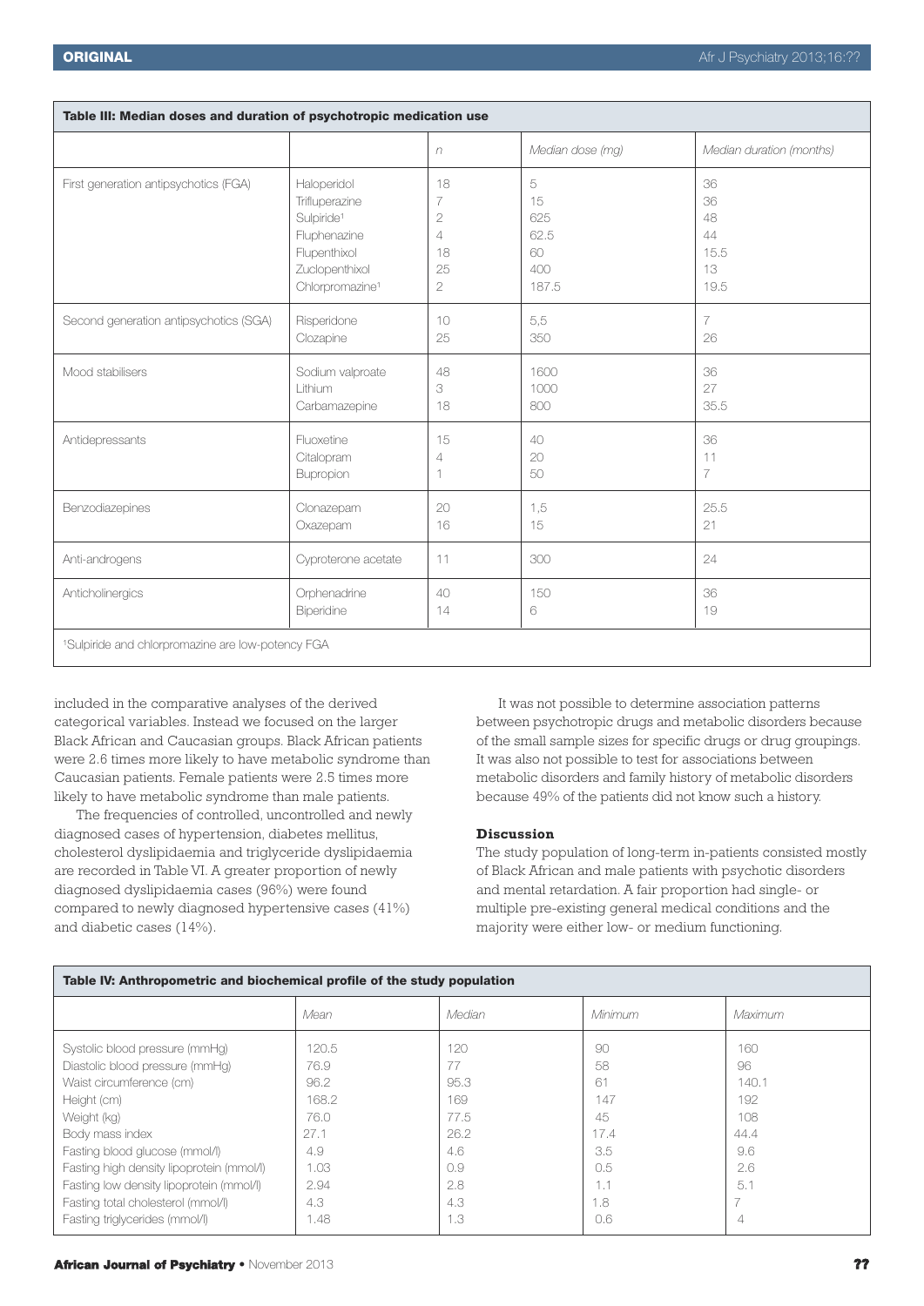**Table III: Median doses and duration of psychotropic medication use**

| | | *n* | *Median dose (mg)* | *Median duration (months)* |
|---|---|---|---|---|
| First generation antipsychotics (FGA) | Haloperidol | 18 | 5 | 36 |
| | Trifluperazine | 7 | 15 | 36 |
| | Sulpiride[1] | 2 | 625 | 48 |
| | Fluphenazine | 4 | 62.5 | 44 |
| | Flupenthixol | 18 | 60 | 15.5 |
| | Zuclopenthixol | 25 | 400 | 13 |
| | Chlorpromazine[1] | 2 | 187.5 | 19.5 |
| Second generation antipsychotics (SGA) | Risperidone | 10 | 5,5 | 7 |
| | Clozapine | 25 | 350 | 26 |
| Mood stabilisers | Sodium valproate | 48 | 1600 | 36 |
| | Lithium | 3 | 1000 | 27 |
| | Carbamazepine | 18 | 800 | 35.5 |
| Antidepressants | Fluoxetine | 15 | 40 | 36 |
| | Citalopram | 4 | 20 | 11 |
| | Bupropion | 1 | 50 | 7 |
| Benzodiazepines | Clonazepam | 20 | 1,5 | 25.5 |
| | Oxazepam | 16 | 15 | 21 |
| Anti-androgens | Cyproterone acetate | 11 | 300 | 24 |
| Anticholinergics | Orphenadrine | 40 | 150 | 36 |
| | Biperidine | 14 | 6 | 19 |

[1]Sulpiride and chlorpromazine are low-potency FGA

included in the comparative analyses of the derived categorical variables. Instead we focused on the larger Black African and Caucasian groups. Black African patients were 2.6 times more likely to have metabolic syndrome than Caucasian patients. Female patients were 2.5 times more likely to have metabolic syndrome than male patients.

The frequencies of controlled, uncontrolled and newly diagnosed cases of hypertension, diabetes mellitus, cholesterol dyslipidaemia and triglyceride dyslipidaemia are recorded in Table VI. A greater proportion of newly diagnosed dyslipidaemia cases (96%) were found compared to newly diagnosed hypertensive cases (41%) and diabetic cases (14%).

It was not possible to determine association patterns between psychotropic drugs and metabolic disorders because of the small sample sizes for specific drugs or drug groupings. It was also not possible to test for associations between metabolic disorders and family history of metabolic disorders because 49% of the patients did not know such a history.

## Discussion

The study population of long-term in-patients consisted mostly of Black African and male patients with psychotic disorders and mental retardation. A fair proportion had single- or multiple pre-existing general medical conditions and the majority were either low- or medium functioning.

**Table IV: Anthropometric and biochemical profile of the study population**

| | *Mean* | *Median* | *Minimum* | *Maximum* |
|---|---|---|---|---|
| Systolic blood pressure (mmHg) | 120.5 | 120 | 90 | 160 |
| Diastolic blood pressure (mmHg) | 76.9 | 77 | 58 | 96 |
| Waist circumference (cm) | 96.2 | 95.3 | 61 | 140.1 |
| Height (cm) | 168.2 | 169 | 147 | 192 |
| Weight (kg) | 76.0 | 77.5 | 45 | 108 |
| Body mass index | 27.1 | 26.2 | 17.4 | 44.4 |
| Fasting blood glucose (mmol/l) | 4.9 | 4.6 | 3.5 | 9.6 |
| Fasting high density lipoprotein (mmol/l) | 1.03 | 0.9 | 0.5 | 2.6 |
| Fasting low density lipoprotein (mmol/l) | 2.94 | 2.8 | 1.1 | 5.1 |
| Fasting total cholesterol (mmol/l) | 4.3 | 4.3 | 1.8 | 7 |
| Fasting triglycerides (mmol/l) | 1.48 | 1.3 | 0.6 | 4 |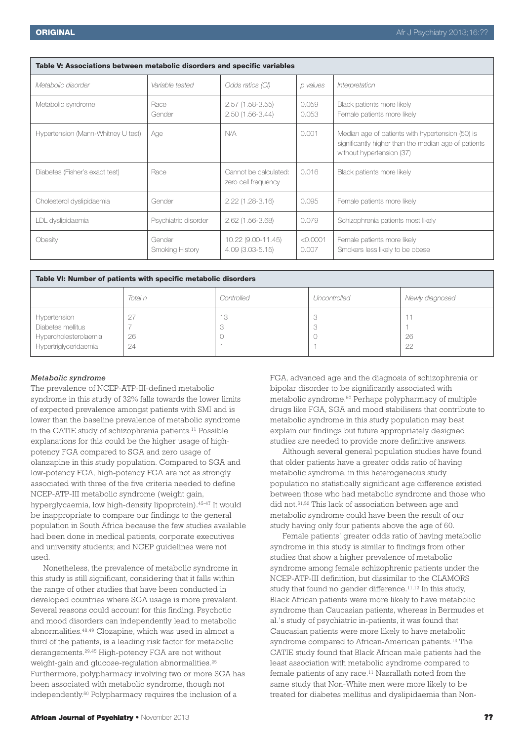**Table V: Associations between metabolic disorders and specific variables**

| Metabolic disorder | Variable tested | Odds ratios (CI) | p values | Interpretation |
|---|---|---|---|---|
| Metabolic syndrome | Race<br>Gender | 2.57 (1.58-3.55)<br>2.50 (1.56-3.44) | 0.059<br>0.053 | Black patients more likely<br>Female patients more likely |
| Hypertension (Mann-Whitney U test) | Age | N/A | 0.001 | Median age of patients with hypertension (50) is significantly higher than the median age of patients without hypertension (37) |
| Diabetes (Fisher's exact test) | Race | Cannot be calculated: zero cell frequency | 0.016 | Black patients more likely |
| Cholesterol dyslipidaemia | Gender | 2.22 (1.28-3.16) | 0.095 | Female patients more likely |
| LDL dyslipidaemia | Psychiatric disorder | 2.62 (1.56-3.68) | 0.079 | Schizophrenia patients most likely |
| Obesity | Gender<br>Smoking History | 10.22 (9.00-11.45)<br>4.09 (3.03-5.15) | <0.0001<br>0.007 | Female patients more likely<br>Smokers less likely to be obese |

**Table VI: Number of patients with specific metabolic disorders**

| | Total n | Controlled | Uncontrolled | Newly diagnosed |
|---|---|---|---|---|
| Hypertension | 27 | 13 | 3 | 11 |
| Diabetes mellitus | 7 | 3 | 3 | 1 |
| Hypercholesterolaemia | 26 | 0 | 0 | 26 |
| Hypertriglyceridaemia | 24 | 1 | 1 | 22 |

*Metabolic syndrome*

The prevalence of NCEP-ATP-III-defined metabolic syndrome in this study of 32% falls towards the lower limits of expected prevalence amongst patients with SMI and is lower than the baseline prevalence of metabolic syndrome in the CATIE study of schizophrenia patients.[11] Possible explanations for this could be the higher usage of high-potency FGA compared to SGA and zero usage of olanzapine in this study population. Compared to SGA and low-potency FGA, high-potency FGA are not as strongly associated with three of the five criteria needed to define NCEP-ATP-III metabolic syndrome (weight gain, hyperglycaemia, low high-density lipoprotein).[45-47] It would be inappropriate to compare our findings to the general population in South Africa because the few studies available had been done in medical patients, corporate executives and university students; and NCEP guidelines were not used.

Nonetheless, the prevalence of metabolic syndrome in this study is still significant, considering that it falls within the range of other studies that have been conducted in developed countries where SGA usage is more prevalent. Several reasons could account for this finding. Psychotic and mood disorders can independently lead to metabolic abnormalities.[48,49] Clozapine, which was used in almost a third of the patients, is a leading risk factor for metabolic derangements.[29,45] High-potency FGA are not without weight-gain and glucose-regulation abnormalities.[25] Furthermore, polypharmacy involving two or more SGA has been associated with metabolic syndrome, though not independently.[50] Polypharmacy requires the inclusion of a FGA, advanced age and the diagnosis of schizophrenia or bipolar disorder to be significantly associated with metabolic syndrome.[50] Perhaps polypharmacy of multiple drugs like FGA, SGA and mood stabilisers that contribute to metabolic syndrome in this study population may best explain our findings but future appropriately designed studies are needed to provide more definitive answers.

Although several general population studies have found that older patients have a greater odds ratio of having metabolic syndrome, in this heterogeneous study population no statistically significant age difference existed between those who had metabolic syndrome and those who did not.[51,52] This lack of association between age and metabolic syndrome could have been the result of our study having only four patients above the age of 60.

Female patients' greater odds ratio of having metabolic syndrome in this study is similar to findings from other studies that show a higher prevalence of metabolic syndrome among female schizophrenic patients under the NCEP-ATP-III definition, but dissimilar to the CLAMORS study that found no gender difference.[11,12] In this study, Black African patients were more likely to have metabolic syndrome than Caucasian patients, whereas in Bermudes et al.'s study of psychiatric in-patients, it was found that Caucasian patients were more likely to have metabolic syndrome compared to African-American patients.[13] The CATIE study found that Black African male patients had the least association with metabolic syndrome compared to female patients of any race.[11] Nasrallath noted from the same study that Non-White men were more likely to be treated for diabetes mellitus and dyslipidaemia than Non-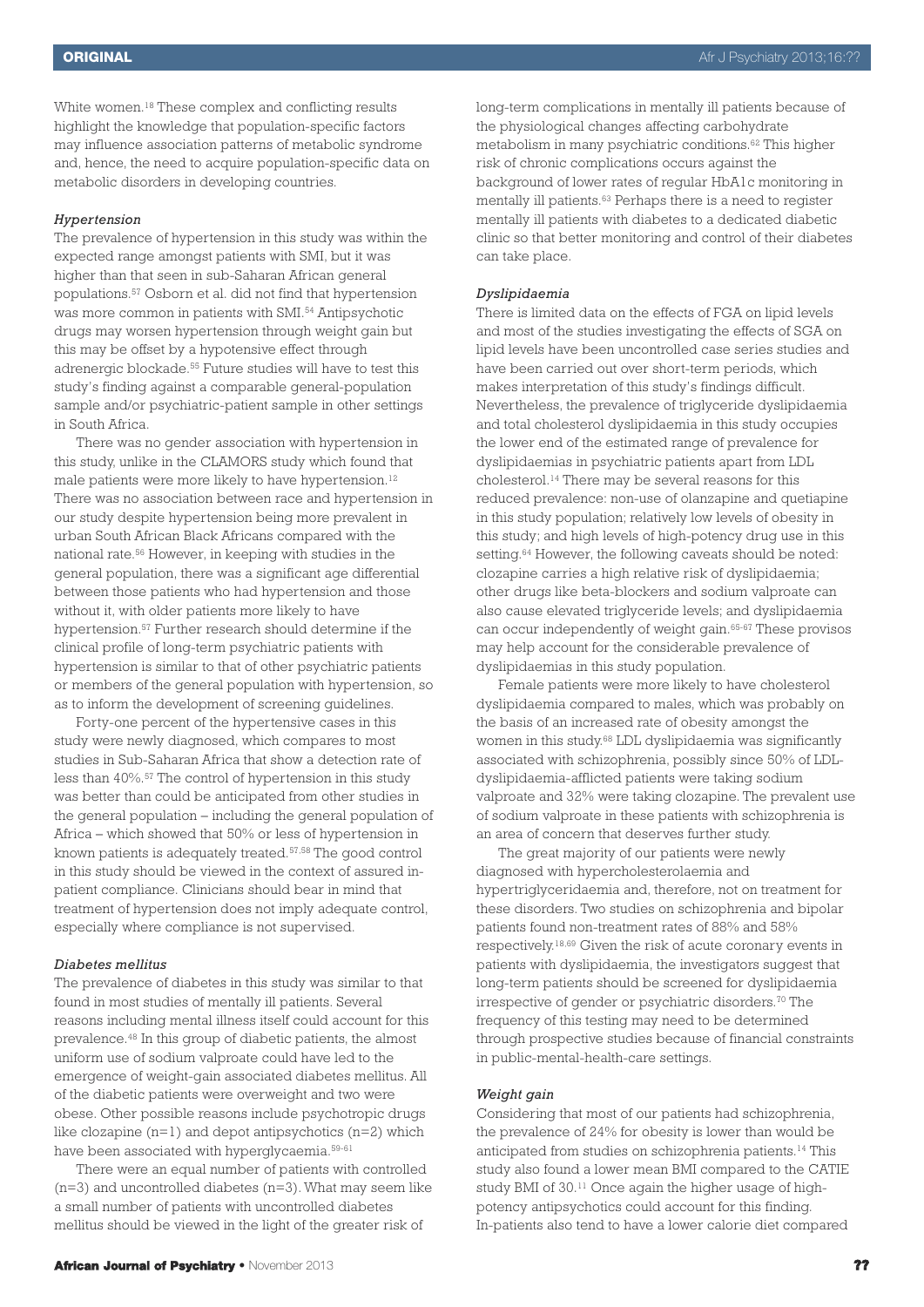White women.[18] These complex and conflicting results highlight the knowledge that population-specific factors may influence association patterns of metabolic syndrome and, hence, the need to acquire population-specific data on metabolic disorders in developing countries.

### *Hypertension*

The prevalence of hypertension in this study was within the expected range amongst patients with SMI, but it was higher than that seen in sub-Saharan African general populations.[57] Osborn et al. did not find that hypertension was more common in patients with SMI.[54] Antipsychotic drugs may worsen hypertension through weight gain but this may be offset by a hypotensive effect through adrenergic blockade.[55] Future studies will have to test this study's finding against a comparable general-population sample and/or psychiatric-patient sample in other settings in South Africa.

There was no gender association with hypertension in this study, unlike in the CLAMORS study which found that male patients were more likely to have hypertension.[12] There was no association between race and hypertension in our study despite hypertension being more prevalent in urban South African Black Africans compared with the national rate.[56] However, in keeping with studies in the general population, there was a significant age differential between those patients who had hypertension and those without it, with older patients more likely to have hypertension.[57] Further research should determine if the clinical profile of long-term psychiatric patients with hypertension is similar to that of other psychiatric patients or members of the general population with hypertension, so as to inform the development of screening guidelines.

Forty-one percent of the hypertensive cases in this study were newly diagnosed, which compares to most studies in Sub-Saharan Africa that show a detection rate of less than 40%.[57] The control of hypertension in this study was better than could be anticipated from other studies in the general population – including the general population of Africa – which showed that 50% or less of hypertension in known patients is adequately treated.[57,58] The good control in this study should be viewed in the context of assured in-patient compliance. Clinicians should bear in mind that treatment of hypertension does not imply adequate control, especially where compliance is not supervised.

### *Diabetes mellitus*

The prevalence of diabetes in this study was similar to that found in most studies of mentally ill patients. Several reasons including mental illness itself could account for this prevalence.[48] In this group of diabetic patients, the almost uniform use of sodium valproate could have led to the emergence of weight-gain associated diabetes mellitus. All of the diabetic patients were overweight and two were obese. Other possible reasons include psychotropic drugs like clozapine (n=1) and depot antipsychotics (n=2) which have been associated with hyperglycaemia.[59-61]

There were an equal number of patients with controlled (n=3) and uncontrolled diabetes (n=3). What may seem like a small number of patients with uncontrolled diabetes mellitus should be viewed in the light of the greater risk of long-term complications in mentally ill patients because of the physiological changes affecting carbohydrate metabolism in many psychiatric conditions.[62] This higher risk of chronic complications occurs against the background of lower rates of regular HbA1c monitoring in mentally ill patients.[63] Perhaps there is a need to register mentally ill patients with diabetes to a dedicated diabetic clinic so that better monitoring and control of their diabetes can take place.

### *Dyslipidaemia*

There is limited data on the effects of FGA on lipid levels and most of the studies investigating the effects of SGA on lipid levels have been uncontrolled case series studies and have been carried out over short-term periods, which makes interpretation of this study's findings difficult. Nevertheless, the prevalence of triglyceride dyslipidaemia and total cholesterol dyslipidaemia in this study occupies the lower end of the estimated range of prevalence for dyslipidaemias in psychiatric patients apart from LDL cholesterol.[14] There may be several reasons for this reduced prevalence: non-use of olanzapine and quetiapine in this study population; relatively low levels of obesity in this study; and high levels of high-potency drug use in this setting.[64] However, the following caveats should be noted: clozapine carries a high relative risk of dyslipidaemia; other drugs like beta-blockers and sodium valproate can also cause elevated triglyceride levels; and dyslipidaemia can occur independently of weight gain.[65-67] These provisos may help account for the considerable prevalence of dyslipidaemias in this study population.

Female patients were more likely to have cholesterol dyslipidaemia compared to males, which was probably on the basis of an increased rate of obesity amongst the women in this study.[68] LDL dyslipidaemia was significantly associated with schizophrenia, possibly since 50% of LDL-dyslipidaemia-afflicted patients were taking sodium valproate and 32% were taking clozapine. The prevalent use of sodium valproate in these patients with schizophrenia is an area of concern that deserves further study.

The great majority of our patients were newly diagnosed with hypercholesterolaemia and hypertriglyceridaemia and, therefore, not on treatment for these disorders. Two studies on schizophrenia and bipolar patients found non-treatment rates of 88% and 58% respectively.[18,69] Given the risk of acute coronary events in patients with dyslipidaemia, the investigators suggest that long-term patients should be screened for dyslipidaemia irrespective of gender or psychiatric disorders.[70] The frequency of this testing may need to be determined through prospective studies because of financial constraints in public-mental-health-care settings.

### *Weight gain*

Considering that most of our patients had schizophrenia, the prevalence of 24% for obesity is lower than would be anticipated from studies on schizophrenia patients.[14] This study also found a lower mean BMI compared to the CATIE study BMI of 30.[11] Once again the higher usage of high-potency antipsychotics could account for this finding. In-patients also tend to have a lower calorie diet compared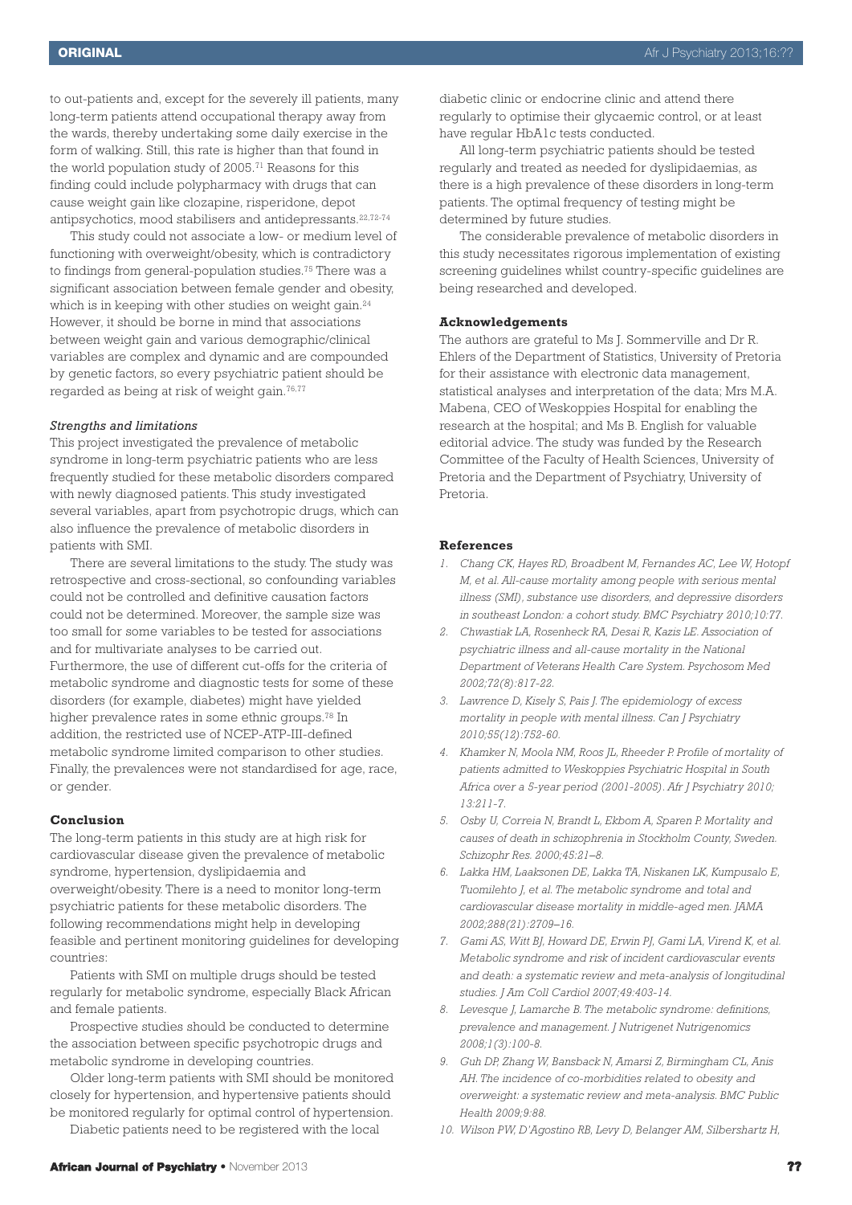to out-patients and, except for the severely ill patients, many long-term patients attend occupational therapy away from the wards, thereby undertaking some daily exercise in the form of walking. Still, this rate is higher than that found in the world population study of 2005.[71] Reasons for this finding could include polypharmacy with drugs that can cause weight gain like clozapine, risperidone, depot antipsychotics, mood stabilisers and antidepressants.[22,72-74]

This study could not associate a low- or medium level of functioning with overweight/obesity, which is contradictory to findings from general-population studies.[75] There was a significant association between female gender and obesity, which is in keeping with other studies on weight gain.[24] However, it should be borne in mind that associations between weight gain and various demographic/clinical variables are complex and dynamic and are compounded by genetic factors, so every psychiatric patient should be regarded as being at risk of weight gain.[76,77]

### *Strengths and limitations*

This project investigated the prevalence of metabolic syndrome in long-term psychiatric patients who are less frequently studied for these metabolic disorders compared with newly diagnosed patients. This study investigated several variables, apart from psychotropic drugs, which can also influence the prevalence of metabolic disorders in patients with SMI.

There are several limitations to the study. The study was retrospective and cross-sectional, so confounding variables could not be controlled and definitive causation factors could not be determined. Moreover, the sample size was too small for some variables to be tested for associations and for multivariate analyses to be carried out. Furthermore, the use of different cut-offs for the criteria of metabolic syndrome and diagnostic tests for some of these disorders (for example, diabetes) might have yielded higher prevalence rates in some ethnic groups.[78] In addition, the restricted use of NCEP-ATP-III-defined metabolic syndrome limited comparison to other studies. Finally, the prevalences were not standardised for age, race, or gender.

## Conclusion

The long-term patients in this study are at high risk for cardiovascular disease given the prevalence of metabolic syndrome, hypertension, dyslipidaemia and overweight/obesity. There is a need to monitor long-term psychiatric patients for these metabolic disorders. The following recommendations might help in developing feasible and pertinent monitoring guidelines for developing countries:

Patients with SMI on multiple drugs should be tested regularly for metabolic syndrome, especially Black African and female patients.

Prospective studies should be conducted to determine the association between specific psychotropic drugs and metabolic syndrome in developing countries.

Older long-term patients with SMI should be monitored closely for hypertension, and hypertensive patients should be monitored regularly for optimal control of hypertension.

Diabetic patients need to be registered with the local diabetic clinic or endocrine clinic and attend there regularly to optimise their glycaemic control, or at least have regular HbA1c tests conducted.

All long-term psychiatric patients should be tested regularly and treated as needed for dyslipidaemias, as there is a high prevalence of these disorders in long-term patients. The optimal frequency of testing might be determined by future studies.

The considerable prevalence of metabolic disorders in this study necessitates rigorous implementation of existing screening guidelines whilst country-specific guidelines are being researched and developed.

## Acknowledgements

The authors are grateful to Ms J. Sommerville and Dr R. Ehlers of the Department of Statistics, University of Pretoria for their assistance with electronic data management, statistical analyses and interpretation of the data; Mrs M.A. Mabena, CEO of Weskoppies Hospital for enabling the research at the hospital; and Ms B. English for valuable editorial advice. The study was funded by the Research Committee of the Faculty of Health Sciences, University of Pretoria and the Department of Psychiatry, University of Pretoria.

## References

1. *Chang CK, Hayes RD, Broadbent M, Fernandes AC, Lee W, Hotopf M, et al. All-cause mortality among people with serious mental illness (SMI), substance use disorders, and depressive disorders in southeast London: a cohort study. BMC Psychiatry 2010;10:77.*
2. *Chwastiak LA, Rosenheck RA, Desai R, Kazis LE. Association of psychiatric illness and all-cause mortality in the National Department of Veterans Health Care System. Psychosom Med 2002;72(8):817-22.*
3. *Lawrence D, Kisely S, Pais J. The epidemiology of excess mortality in people with mental illness. Can J Psychiatry 2010;55(12):752-60.*
4. *Khamker N, Moola NM, Roos JL, Rheeder P. Profile of mortality of patients admitted to Weskoppies Psychiatric Hospital in South Africa over a 5-year period (2001-2005). Afr J Psychiatry 2010; 13:211-7.*
5. *Osby U, Correia N, Brandt L, Ekbom A, Sparen P. Mortality and causes of death in schizophrenia in Stockholm County, Sweden. Schizophr Res. 2000;45:21–8.*
6. *Lakka HM, Laaksonen DE, Lakka TA, Niskanen LK, Kumpusalo E, Tuomilehto J, et al. The metabolic syndrome and total and cardiovascular disease mortality in middle-aged men. JAMA 2002;288(21):2709–16.*
7. *Gami AS, Witt BJ, Howard DE, Erwin PJ, Gami LA, Virend K, et al. Metabolic syndrome and risk of incident cardiovascular events and death: a systematic review and meta-analysis of longitudinal studies. J Am Coll Cardiol 2007;49:403-14.*
8. *Levesque J, Lamarche B. The metabolic syndrome: definitions, prevalence and management. J Nutrigenet Nutrigenomics 2008;1(3):100-8.*
9. *Guh DP, Zhang W, Bansback N, Amarsi Z, Birmingham CL, Anis AH. The incidence of co-morbidities related to obesity and overweight: a systematic review and meta-analysis. BMC Public Health 2009;9:88.*
10. *Wilson PW, D'Agostino RB, Levy D, Belanger AM, Silbershartz H,*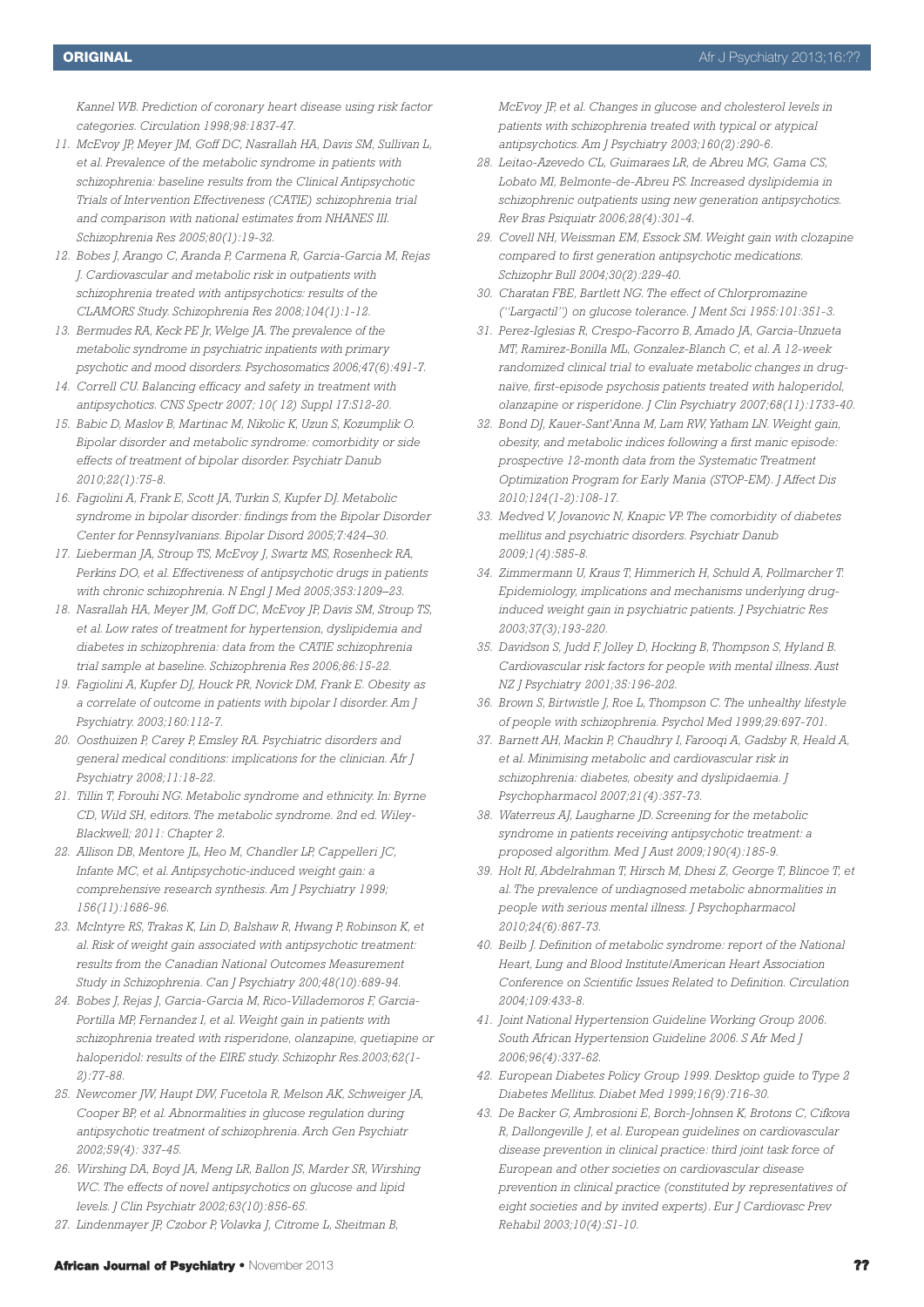Kannel WB. Prediction of coronary heart disease using risk factor categories. Circulation 1998;98:1837-47.

11. McEvoy JP, Meyer JM, Goff DC, Nasrallah HA, Davis SM, Sullivan L, et al. Prevalence of the metabolic syndrome in patients with schizophrenia: baseline results from the Clinical Antipsychotic Trials of Intervention Effectiveness (CATIE) schizophrenia trial and comparison with national estimates from NHANES III. Schizophrenia Res 2005;80(1):19-32.
12. Bobes J, Arango C, Aranda P, Carmena R, Garcia-Garcia M, Rejas J. Cardiovascular and metabolic risk in outpatients with schizophrenia treated with antipsychotics: results of the CLAMORS Study. Schizophrenia Res 2008;104(1):1-12.
13. Bermudes RA, Keck PE Jr, Welge JA. The prevalence of the metabolic syndrome in psychiatric inpatients with primary psychotic and mood disorders. Psychosomatics 2006;47(6):491-7.
14. Correll CU. Balancing efficacy and safety in treatment with antipsychotics. CNS Spectr 2007; 10( 12) Suppl 17:S12-20.
15. Babic D, Maslov B, Martinac M, Nikolic K, Uzun S, Kozumplik O. Bipolar disorder and metabolic syndrome: comorbidity or side effects of treatment of bipolar disorder. Psychiatr Danub 2010;22(1):75-8.
16. Fagiolini A, Frank E, Scott JA, Turkin S, Kupfer DJ. Metabolic syndrome in bipolar disorder: findings from the Bipolar Disorder Center for Pennsylvanians. Bipolar Disord 2005;7:424–30.
17. Lieberman JA, Stroup TS, McEvoy J, Swartz MS, Rosenheck RA, Perkins DO, et al. Effectiveness of antipsychotic drugs in patients with chronic schizophrenia. N Engl J Med 2005;353:1209–23.
18. Nasrallah HA, Meyer JM, Goff DC, McEvoy JP, Davis SM, Stroup TS, et al. Low rates of treatment for hypertension, dyslipidemia and diabetes in schizophrenia: data from the CATIE schizophrenia trial sample at baseline. Schizophrenia Res 2006;86:15-22.
19. Fagiolini A, Kupfer DJ, Houck PR, Novick DM, Frank E. Obesity as a correlate of outcome in patients with bipolar I disorder. Am J Psychiatry. 2003;160:112-7.
20. Oosthuizen P, Carey P, Emsley RA. Psychiatric disorders and general medical conditions: implications for the clinician. Afr J Psychiatry 2008;11:18-22.
21. Tillin T, Forouhi NG. Metabolic syndrome and ethnicity. In: Byrne CD, Wild SH, editors. The metabolic syndrome. 2nd ed. Wiley-Blackwell; 2011: Chapter 2.
22. Allison DB, Mentore JL, Heo M, Chandler LP, Cappelleri JC, Infante MC, et al. Antipsychotic-induced weight gain: a comprehensive research synthesis. Am J Psychiatry 1999; 156(11):1686-96.
23. McIntyre RS, Trakas K, Lin D, Balshaw R, Hwang P, Robinson K, et al. Risk of weight gain associated with antipsychotic treatment: results from the Canadian National Outcomes Measurement Study in Schizophrenia. Can J Psychiatry 200;48(10):689-94.
24. Bobes J, Rejas J, Garcia-Garcia M, Rico-Villademoros F, Garcia-Portilla MP, Fernandez I, et al. Weight gain in patients with schizophrenia treated with risperidone, olanzapine, quetiapine or haloperidol: results of the EIRE study. Schizophr Res.2003;62(1-2):77-88.
25. Newcomer JW, Haupt DW, Fucetola R, Melson AK, Schweiger JA, Cooper BP, et al. Abnormalities in glucose regulation during antipsychotic treatment of schizophrenia. Arch Gen Psychiatr 2002;59(4): 337-45.
26. Wirshing DA, Boyd JA, Meng LR, Ballon JS, Marder SR, Wirshing WC. The effects of novel antipsychotics on glucose and lipid levels. J Clin Psychiatr 2002;63(10):856-65.
27. Lindenmayer JP, Czobor P, Volavka J, Citrome L, Sheitman B, McEvoy JP, et al. Changes in glucose and cholesterol levels in patients with schizophrenia treated with typical or atypical antipsychotics. Am J Psychiatry 2003;160(2):290-6.
28. Leitao-Azevedo CL, Guimaraes LR, de Abreu MG, Gama CS, Lobato MI, Belmonte-de-Abreu PS. Increased dyslipidemia in schizophrenic outpatients using new generation antipsychotics. Rev Bras Psiquiatr 2006;28(4):301-4.
29. Covell NH, Weissman EM, Essock SM. Weight gain with clozapine compared to first generation antipsychotic medications. Schizophr Bull 2004;30(2):229-40.
30. Charatan FBE, Bartlett NG. The effect of Chlorpromazine (''Largactil'') on glucose tolerance. J Ment Sci 1955:101:351-3.
31. Perez-Iglesias R, Crespo-Facorro B, Amado JA, Garcia-Unzueta MT, Ramirez-Bonilla ML, Gonzalez-Blanch C, et al. A 12-week randomized clinical trial to evaluate metabolic changes in drug-naïve, first-episode psychosis patients treated with haloperidol, olanzapine or risperidone. J Clin Psychiatry 2007;68(11):1733-40.
32. Bond DJ, Kauer-Sant'Anna M, Lam RW, Yatham LN. Weight gain, obesity, and metabolic indices following a first manic episode: prospective 12-month data from the Systematic Treatment Optimization Program for Early Mania (STOP-EM). J Affect Dis 2010;124(1-2):108-17.
33. Medved V, Jovanovic N, Knapic VP. The comorbidity of diabetes mellitus and psychiatric disorders. Psychiatr Danub 2009;1(4):585-8.
34. Zimmermann U, Kraus T, Himmerich H, Schuld A, Pollmarcher T. Epidemiology, implications and mechanisms underlying drug-induced weight gain in psychiatric patients. J Psychiatric Res 2003;37(3);193-220.
35. Davidson S, Judd F, Jolley D, Hocking B, Thompson S, Hyland B. Cardiovascular risk factors for people with mental illness. Aust NZ J Psychiatry 2001;35:196-202.
36. Brown S, Birtwistle J, Roe L, Thompson C. The unhealthy lifestyle of people with schizophrenia. Psychol Med 1999;29:697-701.
37. Barnett AH, Mackin P, Chaudhry I, Farooqi A, Gadsby R, Heald A, et al. Minimising metabolic and cardiovascular risk in schizophrenia: diabetes, obesity and dyslipidaemia. J Psychopharmacol 2007;21(4):357-73.
38. Waterreus AJ, Laugharne JD. Screening for the metabolic syndrome in patients receiving antipsychotic treatment: a proposed algorithm. Med J Aust 2009;190(4):185-9.
39. Holt RI, Abdelrahman T, Hirsch M, Dhesi Z, George T, Blincoe T, et al. The prevalence of undiagnosed metabolic abnormalities in people with serious mental illness. J Psychopharmacol 2010;24(6):867-73.
40. Beilb J. Definition of metabolic syndrome: report of the National Heart, Lung and Blood Institute/American Heart Association Conference on Scientific Issues Related to Definition. Circulation 2004;109:433-8.
41. Joint National Hypertension Guideline Working Group 2006. South African Hypertension Guideline 2006. S Afr Med J 2006;96(4):337-62.
42. European Diabetes Policy Group 1999. Desktop guide to Type 2 Diabetes Mellitus. Diabet Med 1999;16(9):716-30.
43. De Backer G, Ambrosioni E, Borch-Johnsen K, Brotons C, Cifkova R, Dallongeville J, et al. European guidelines on cardiovascular disease prevention in clinical practice: third joint task force of European and other societies on cardiovascular disease prevention in clinical practice (constituted by representatives of eight societies and by invited experts). Eur J Cardiovasc Prev Rehabil 2003;10(4):S1-10.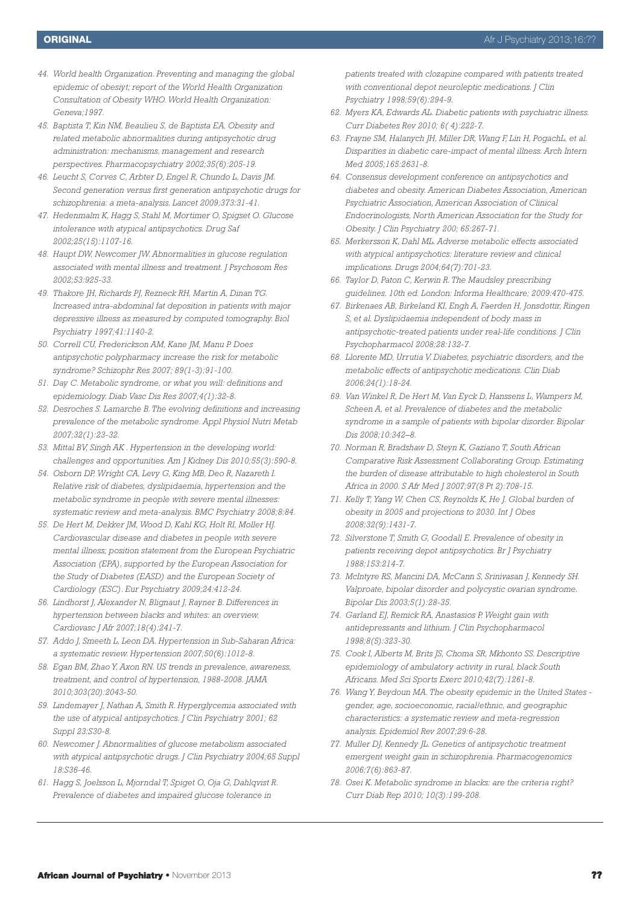44. World health Organization. Preventing and managing the global epidemic of obesiyt; report of the World Health Organization Consultation of Obesity WHO. World Health Organization: Geneva;1997.
45. Baptista T, Kin NM, Beaulieu S, de Baptista EA. Obesity and related metabolic abnormalities during antipsychotic drug administration: mechanisms, management and research perspectives. Pharmacopsychiatry 2002;35(6):205-19.
46. Leucht S, Corves C, Arbter D, Engel R, Chundo L, Davis JM. Second generation versus first generation antipsychotic drugs for schizophrenia: a meta-analysis. Lancet 2009;373:31-41.
47. Hedenmalm K, Hagg S, Stahl M, Mortimer O, Spigset O. Glucose intolerance with atypical antipsychotics. Drug Saf 2002;25(15):1107-16.
48. Haupt DW, Newcomer JW. Abnormalities in glucose regulation associated with mental illness and treatment. J Psychosom Res 2002;53:925-33.
49. Thakore JH, Richards PJ, Rezneck RH, Martin A, Dinan TG. Increased intra-abdominal fat deposition in patients with major depressive illness as measured by computed tomography. Biol Psychiatry 1997;41:1140-2.
50. Correll CU, Frederickson AM, Kane JM, Manu P. Does antipsychotic polypharmacy increase the risk for metabolic syndrome? Schizophr Res 2007; 89(1-3):91-100.
51. Day C. Metabolic syndrome, or what you will: definitions and epidemiology. Diab Vasc Dis Res 2007;4(1):32-8.
52. Desroches S. Lamarche B. The evolving definitions and increasing prevalence of the metabolic syndrome. Appl Physiol Nutri Metab 2007;32(1):23-32.
53. Mittal BV, Singh AK . Hypertension in the developing world: challenges and opportunities. Am J Kidney Dis 2010;55(3):590-8.
54. Osborn DP, Wright CA, Levy G, King MB, Deo R, Nazareth I. Relative risk of diabetes, dyslipidaemia, hypertension and the metabolic syndrome in people with severe mental illnesses: systematic review and meta-analysis. BMC Psychiatry 2008;8:84.
55. De Hert M, Dekker JM, Wood D, Kahl KG, Holt RI, Moller HJ. Cardiovascular disease and diabetes in people with severe mental illness; position statement from the European Psychiatric Association (EPA), supported by the European Association for the Study of Diabetes (EASD) and the European Society of Cardiology (ESC). Eur Psychiatry 2009;24:412-24.
56. Lindhorst J, Alexander N, Blignaut J, Rayner B. Differences in hypertension between blacks and whites: an overview. Cardiovasc J Afr 2007;18(4):241-7.
57. Addo J, Smeeth L, Leon DA. Hypertension in Sub-Saharan Africa: a systematic review. Hypertension 2007;50(6):1012-8.
58. Egan BM, Zhao Y, Axon RN. US trends in prevalence, awareness, treatment, and control of hypertension, 1988-2008. JAMA 2010;303(20):2043-50.
59. Lindemayer J, Nathan A, Smith R. Hyperglycemia associated with the use of atypical antipsychotics. J Clin Psychiatry 2001; 62 Suppl 23:S30-8.
60. Newcomer J. Abnormalities of glucose metabolism associated with atypical antipsychotic drugs. J Clin Psychiatry 2004;65 Suppl 18:S36-46.
61. Hagg S, Joelsson L, Mjorndal T, Spiget O, Oja G, Dahlqvist R. Prevalence of diabetes and impaired glucose tolerance in patients treated with clozapine compared with patients treated with conventional depot neuroleptic medications. J Clin Psychiatry 1998;59(6):294-9.
62. Myers KA, Edwards AL. Diabetic patients with psychiatric illness. Curr Diabetes Rev 2010; 6( 4):222-7.
63. Frayne SM, Halanych JH, Miller DR, Wang F, Lin H, PogachL, et al. Disparities in diabetic care-impact of mental illness. Arch Intern Med 2005;165:2631-8.
64. Consensus development conference on antipsychotics and diabetes and obesity. American Diabetes Association, American Psychiatric Association, American Association of Clinical Endocrinologists, North American Association for the Study for Obesity. J Clin Psychiatry 200; 65:267-71.
65. Merkersson K, Dahl ML. Adverse metabolic effects associated with atypical antipsychotics: literature review and clinical implications. Drugs 2004;64(7):701-23.
66. Taylor D, Paton C, Kerwin R. The Maudsley prescribing guidelines. 10th ed. London: Informa Healthcare; 2009:470-475.
67. Birkenaes AB, Birkeland KI, Engh A, Faerden H, Jonsdottir, Ringen S, et al. Dyslipidaemia independent of body mass in antipsychotic-treated patients under real-life conditions. J Clin Psychopharmacol 2008;28:132-7.
68. Llorente MD, Urrutia V. Diabetes, psychiatric disorders, and the metabolic effects of antipsychotic medications. Clin Diab 2006;24(1):18-24.
69. Van Winkel R, De Hert M, Van Eyck D, Hanssens L, Wampers M, Scheen A, et al. Prevalence of diabetes and the metabolic syndrome in a sample of patients with bipolar disorder. Bipolar Dis 2008;10:342–8.
70. Norman R, Bradshaw D, Steyn K, Gaziano T, South African Comparative Risk Assessment Collaborating Group. Estimating the burden of disease attributable to high cholesterol in South Africa in 2000. S Afr Med J 2007;97(8 Pt 2):708-15.
71. Kelly T, Yang W, Chen CS, Reynolds K, He J. Global burden of obesity in 2005 and projections to 2030. Int J Obes 2008;32(9):1431-7.
72. Silverstone T, Smith G, Goodall E. Prevalence of obesity in patients receiving depot antipsychotics. Br J Psychiatry 1988;153:214-7.
73. McIntyre RS, Mancini DA, McCann S, Srinivasan J, Kennedy SH. Valproate, bipolar disorder and polycystic ovarian syndrome. Bipolar Dis 2003;5(1):28-35.
74. Garland EJ, Remick RA, Anastasios P. Weight gain with antidepressants and lithium. J Clin Psychopharmacol 1998;8(5):323-30.
75. Cook I, Alberts M, Brits JS, Choma SR, Mkhonto SS. Descriptive epidemiology of ambulatory activity in rural, black South Africans. Med Sci Sports Exerc 2010;42(7):1261-8.
76. Wang Y, Beydoun MA. The obesity epidemic in the United States - gender, age, socioeconomic, racial/ethnic, and geographic characteristics: a systematic review and meta-regression analysis. Epidemiol Rev 2007;29:6-28.
77. Muller DJ, Kennedy JL. Genetics of antipsychotic treatment emergent weight gain in schizophrenia. Pharmacogenomics 2006;7(6):863-87.
78. Osei K. Metabolic syndrome in blacks: are the criteria right? Curr Diab Rep 2010; 10(3):199-208.